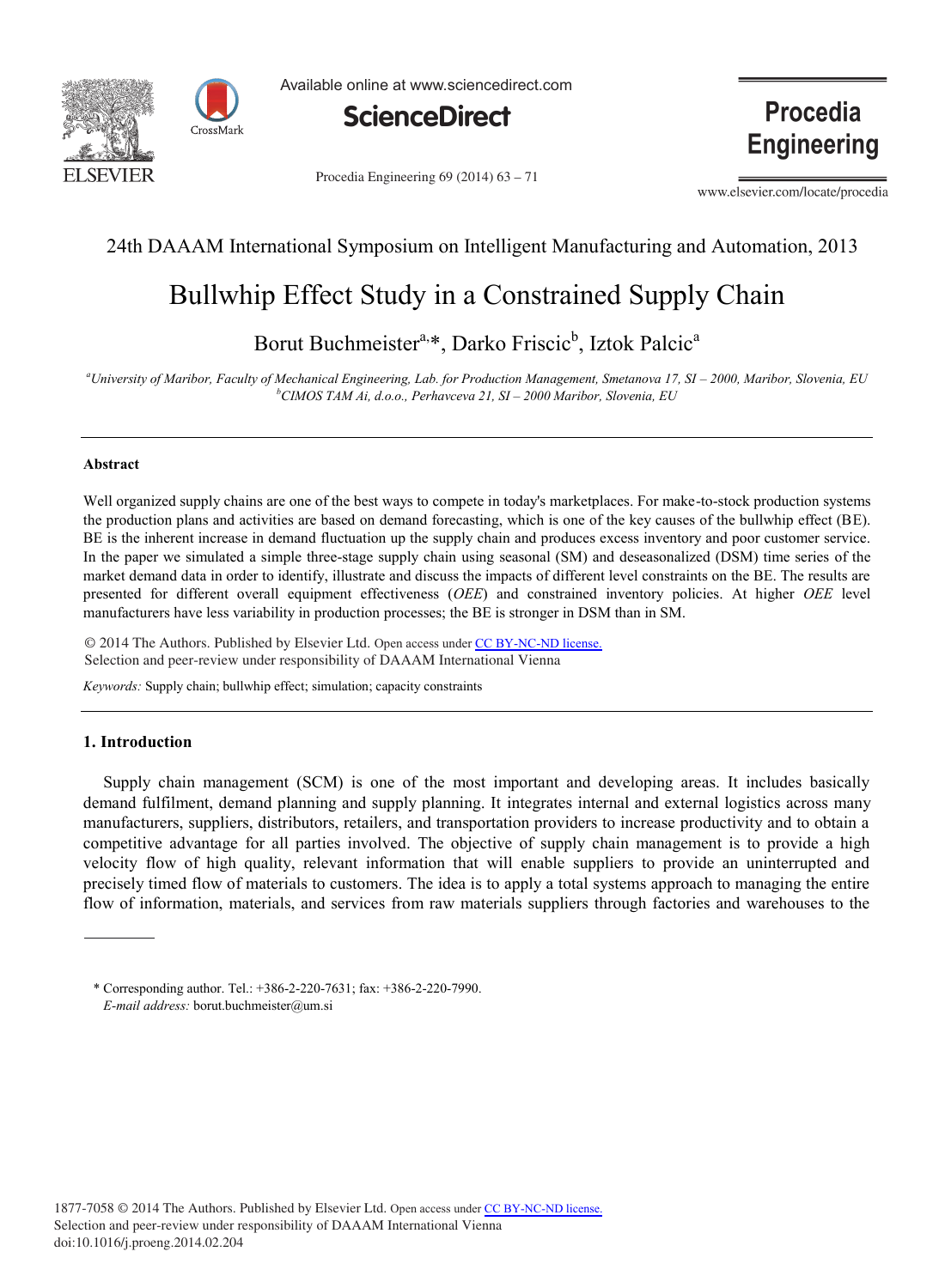24th DAAAM International Symposium on Intelligent Manufacturing and Automation, 2013

# Bullwhip Effect Study in a Constrained Supply Chain

Borut Buchmeister[a,*], Darko Friscic[b], Iztok Palcic[a]

[a] *University of Maribor, Faculty of Mechanical Engineering, Lab. for Production Management, Smetanova 17, SI – 2000, Maribor, Slovenia, EU*
[b] *CIMOS TAM Ai, d.o.o., Perhavceva 21, SI – 2000 Maribor, Slovenia, EU*

---

### Abstract

Well organized supply chains are one of the best ways to compete in today's marketplaces. For make-to-stock production systems the production plans and activities are based on demand forecasting, which is one of the key causes of the bullwhip effect (BE). BE is the inherent increase in demand fluctuation up the supply chain and produces excess inventory and poor customer service. In the paper we simulated a simple three-stage supply chain using seasonal (SM) and deseasonalized (DSM) time series of the market demand data in order to identify, illustrate and discuss the impacts of different level constraints on the BE. The results are presented for different overall equipment effectiveness (*OEE*) and constrained inventory policies. At higher *OEE* level manufacturers have less variability in production processes; the BE is stronger in DSM than in SM.

© 2014 The Authors. Published by Elsevier Ltd. Open access under CC BY-NC-ND license.
Selection and peer-review under responsibility of DAAAM International Vienna

*Keywords:* Supply chain; bullwhip effect; simulation; capacity constraints

---

## 1. Introduction

Supply chain management (SCM) is one of the most important and developing areas. It includes basically demand fulfilment, demand planning and supply planning. It integrates internal and external logistics across many manufacturers, suppliers, distributors, retailers, and transportation providers to increase productivity and to obtain a competitive advantage for all parties involved. The objective of supply chain management is to provide a high velocity flow of high quality, relevant information that will enable suppliers to provide an uninterrupted and precisely timed flow of materials to customers. The idea is to apply a total systems approach to managing the entire flow of information, materials, and services from raw materials suppliers through factories and warehouses to the

---

\* Corresponding author. Tel.: +386-2-220-7631; fax: +386-2-220-7990.
*E-mail address:* borut.buchmeister@um.si

1877-7058 © 2014 The Authors. Published by Elsevier Ltd. Open access under CC BY-NC-ND license.
Selection and peer-review under responsibility of DAAAM International Vienna
doi:10.1016/j.proeng.2014.02.204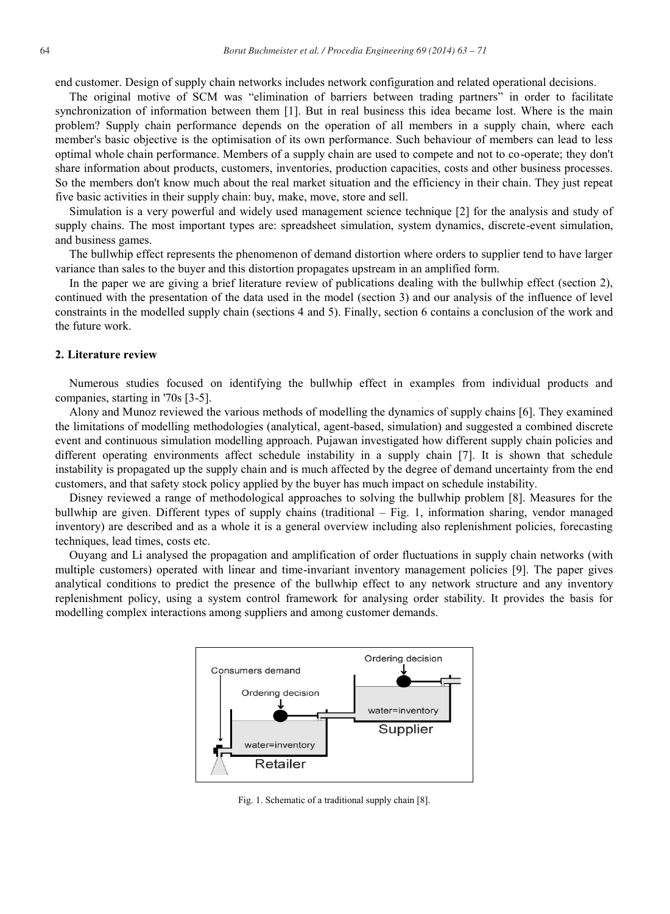end customer. Design of supply chain networks includes network configuration and related operational decisions.

The original motive of SCM was "elimination of barriers between trading partners" in order to facilitate synchronization of information between them [1]. But in real business this idea became lost. Where is the main problem? Supply chain performance depends on the operation of all members in a supply chain, where each member's basic objective is the optimisation of its own performance. Such behaviour of members can lead to less optimal whole chain performance. Members of a supply chain are used to compete and not to co-operate; they don't share information about products, customers, inventories, production capacities, costs and other business processes. So the members don't know much about the real market situation and the efficiency in their chain. They just repeat five basic activities in their supply chain: buy, make, move, store and sell.

Simulation is a very powerful and widely used management science technique [2] for the analysis and study of supply chains. The most important types are: spreadsheet simulation, system dynamics, discrete-event simulation, and business games.

The bullwhip effect represents the phenomenon of demand distortion where orders to supplier tend to have larger variance than sales to the buyer and this distortion propagates upstream in an amplified form.

In the paper we are giving a brief literature review of publications dealing with the bullwhip effect (section 2), continued with the presentation of the data used in the model (section 3) and our analysis of the influence of level constraints in the modelled supply chain (sections 4 and 5). Finally, section 6 contains a conclusion of the work and the future work.

## 2. Literature review

Numerous studies focused on identifying the bullwhip effect in examples from individual products and companies, starting in '70s [3-5].

Alony and Munoz reviewed the various methods of modelling the dynamics of supply chains [6]. They examined the limitations of modelling methodologies (analytical, agent-based, simulation) and suggested a combined discrete event and continuous simulation modelling approach. Pujawan investigated how different supply chain policies and different operating environments affect schedule instability in a supply chain [7]. It is shown that schedule instability is propagated up the supply chain and is much affected by the degree of demand uncertainty from the end customers, and that safety stock policy applied by the buyer has much impact on schedule instability.

Disney reviewed a range of methodological approaches to solving the bullwhip problem [8]. Measures for the bullwhip are given. Different types of supply chains (traditional – Fig. 1, information sharing, vendor managed inventory) are described and as a whole it is a general overview including also replenishment policies, forecasting techniques, lead times, costs etc.

Ouyang and Li analysed the propagation and amplification of order fluctuations in supply chain networks (with multiple customers) operated with linear and time-invariant inventory management policies [9]. The paper gives analytical conditions to predict the presence of the bullwhip effect to any network structure and any inventory replenishment policy, using a system control framework for analysing order stability. It provides the basis for modelling complex interactions among suppliers and among customer demands.

Fig. 1. Schematic of a traditional supply chain [8].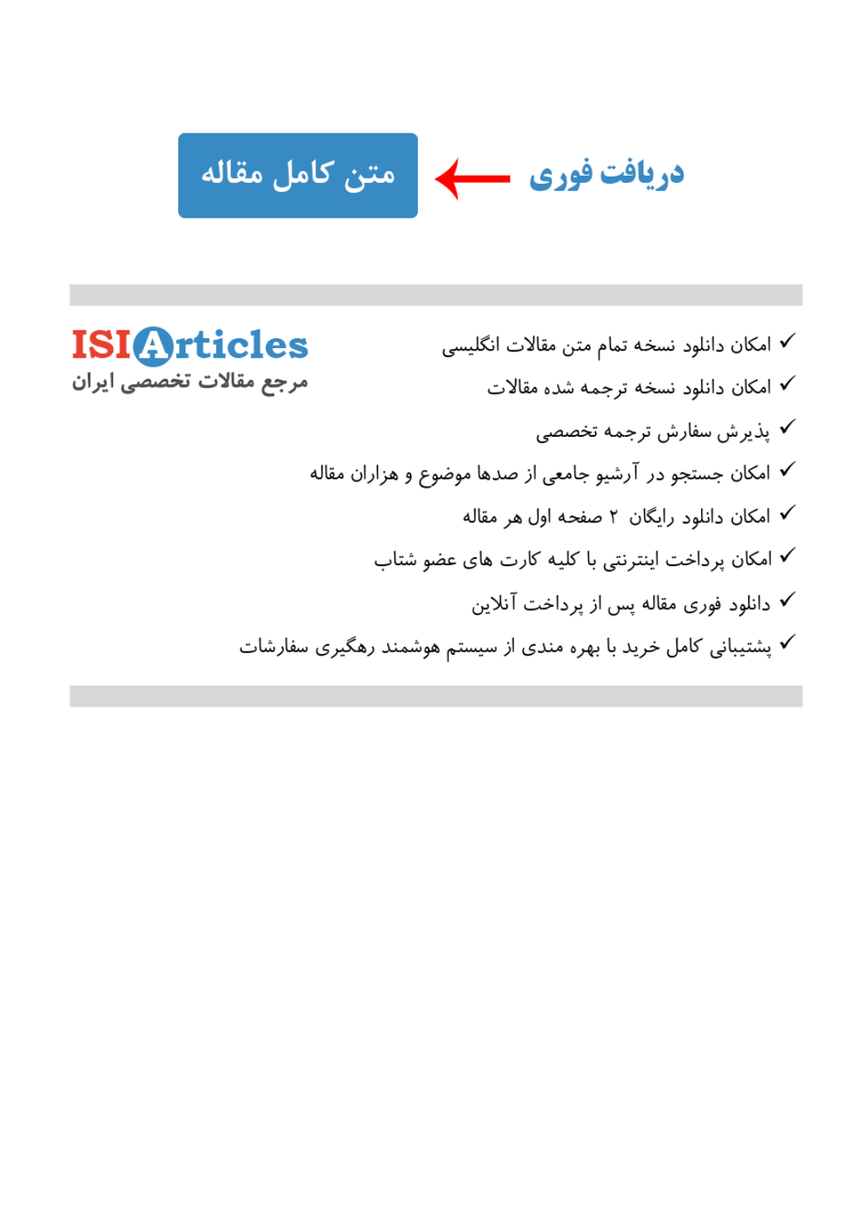دریافت فوری ← متن کامل مقاله

**ISIArticles**
مرجع مقالات تخصصی ایران

- ✓ امکان دانلود نسخه تمام متن مقالات انگلیسی
- ✓ امکان دانلود نسخه ترجمه شده مقالات
- ✓ پذیرش سفارش ترجمه تخصصی
- ✓ امکان جستجو در آرشیو جامعی از صدها موضوع و هزاران مقاله
- ✓ امکان دانلود رایگان ۲ صفحه اول هر مقاله
- ✓ امکان پرداخت اینترنتی با کلیه کارت های عضو شتاب
- ✓ دانلود فوری مقاله پس از پرداخت آنلاین
- ✓ پشتیبانی کامل خرید با بهره مندی از سیستم هوشمند رهگیری سفارشات